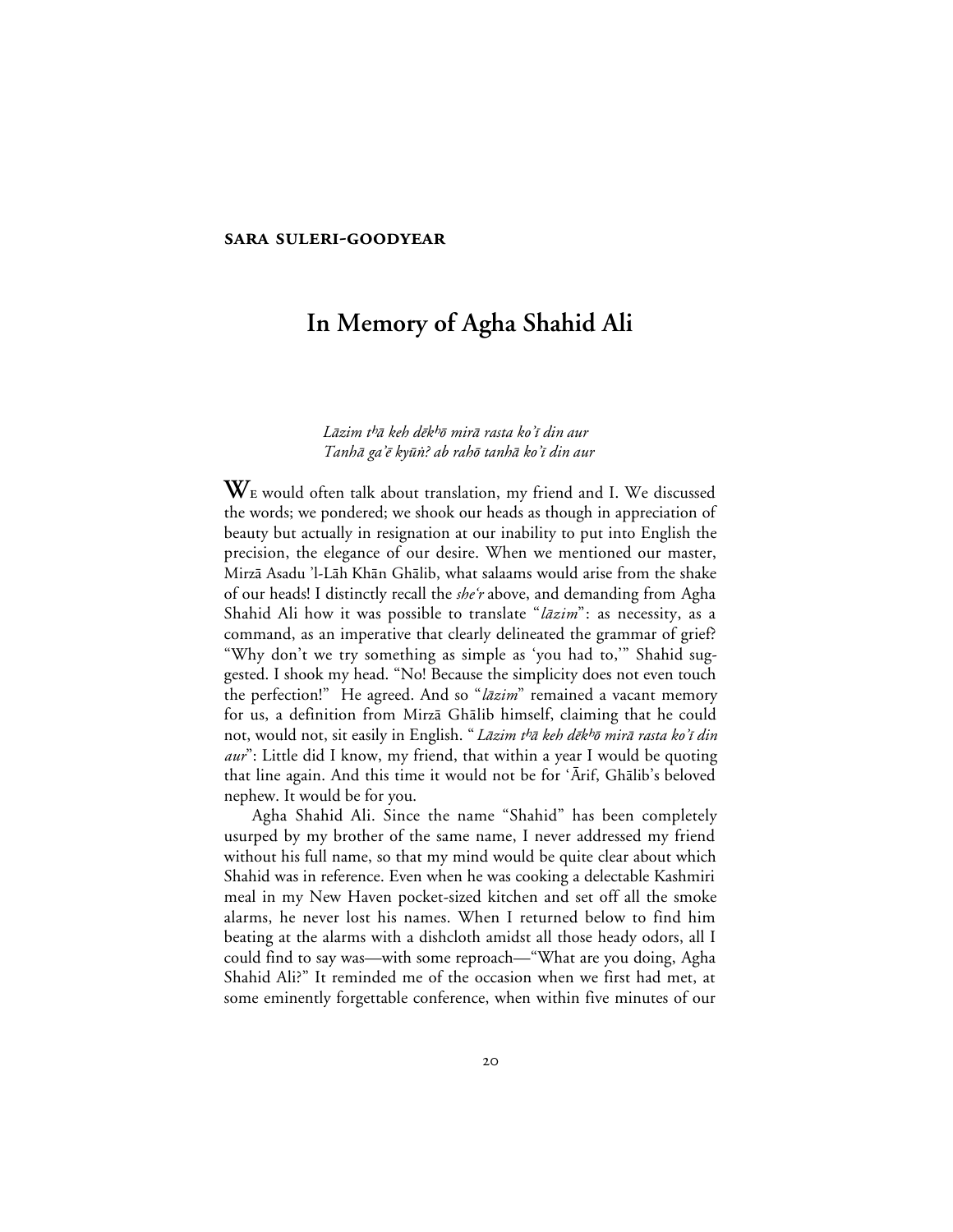**SARA SULERI-GOODYEAR**

# In Memory of Agha Shahid Ali

*Lāzim tʰā keh dēkʰō mirā rasta ko'ī din aur*
*Tanhā ga'ē kyūṅ? ab rahō tanhā ko'ī din aur*

WE would often talk about translation, my friend and I. We discussed the words; we pondered; we shook our heads as though in appreciation of beauty but actually in resignation at our inability to put into English the precision, the elegance of our desire. When we mentioned our master, Mirzā Asadu 'l-Lāh Khān Ghālib, what salaams would arise from the shake of our heads! I distinctly recall the *she'r* above, and demanding from Agha Shahid Ali how it was possible to translate "*lāzim*": as necessity, as a command, as an imperative that clearly delineated the grammar of grief? "Why don't we try something as simple as 'you had to,'" Shahid suggested. I shook my head. "No! Because the simplicity does not even touch the perfection!" He agreed. And so "*lāzim*" remained a vacant memory for us, a definition from Mirzā Ghālib himself, claiming that he could not, would not, sit easily in English. "*Lāzim tʰā keh dēkʰō mirā rasta ko'ī din aur*": Little did I know, my friend, that within a year I would be quoting that line again. And this time it would not be for 'Ārif, Ghālib's beloved nephew. It would be for you.

Agha Shahid Ali. Since the name "Shahid" has been completely usurped by my brother of the same name, I never addressed my friend without his full name, so that my mind would be quite clear about which Shahid was in reference. Even when he was cooking a delectable Kashmiri meal in my New Haven pocket-sized kitchen and set off all the smoke alarms, he never lost his names. When I returned below to find him beating at the alarms with a dishcloth amidst all those heady odors, all I could find to say was—with some reproach—"What are you doing, Agha Shahid Ali?" It reminded me of the occasion when we first had met, at some eminently forgettable conference, when within five minutes of our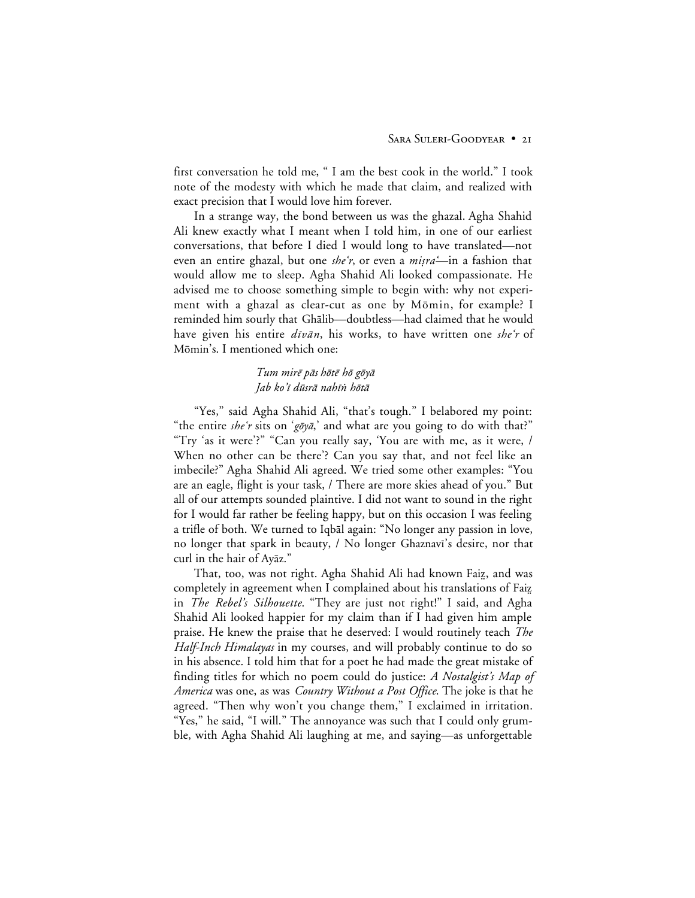first conversation he told me, " I am the best cook in the world." I took note of the modesty with which he made that claim, and realized with exact precision that I would love him forever.

In a strange way, the bond between us was the ghazal. Agha Shahid Ali knew exactly what I meant when I told him, in one of our earliest conversations, that before I died I would long to have translated—not even an entire ghazal, but one *she'r*, or even a *miṣra'*—in a fashion that would allow me to sleep. Agha Shahid Ali looked compassionate. He advised me to choose something simple to begin with: why not experiment with a ghazal as clear-cut as one by Mōmin, for example? I reminded him sourly that Ghālib—doubtless—had claimed that he would have given his entire *dīvān*, his works, to have written one *she'r* of Mōmin's. I mentioned which one:

> *Tum mirē pās hōtē hō gōyā*
> *Jab ko'ī dūsrā nahīṅ hōtā*

"Yes," said Agha Shahid Ali, "that's tough." I belabored my point: "the entire *she'r* sits on '*gōyā*,' and what are you going to do with that?" "Try 'as it were'?" "Can you really say, 'You are with me, as it were, / When no other can be there'? Can you say that, and not feel like an imbecile?" Agha Shahid Ali agreed. We tried some other examples: "You are an eagle, flight is your task, / There are more skies ahead of you." But all of our attempts sounded plaintive. I did not want to sound in the right for I would far rather be feeling happy, but on this occasion I was feeling a trifle of both. We turned to Iqbāl again: "No longer any passion in love, no longer that spark in beauty, / No longer Ghaznavī's desire, nor that curl in the hair of Ayāz."

That, too, was not right. Agha Shahid Ali had known Faiẓ, and was completely in agreement when I complained about his translations of Faiẓ in *The Rebel's Silhouette*. "They are just not right!" I said, and Agha Shahid Ali looked happier for my claim than if I had given him ample praise. He knew the praise that he deserved: I would routinely teach *The Half-Inch Himalayas* in my courses, and will probably continue to do so in his absence. I told him that for a poet he had made the great mistake of finding titles for which no poem could do justice: *A Nostalgist's Map of America* was one, as was *Country Without a Post Office*. The joke is that he agreed. "Then why won't you change them," I exclaimed in irritation. "Yes," he said, "I will." The annoyance was such that I could only grumble, with Agha Shahid Ali laughing at me, and saying—as unforgettable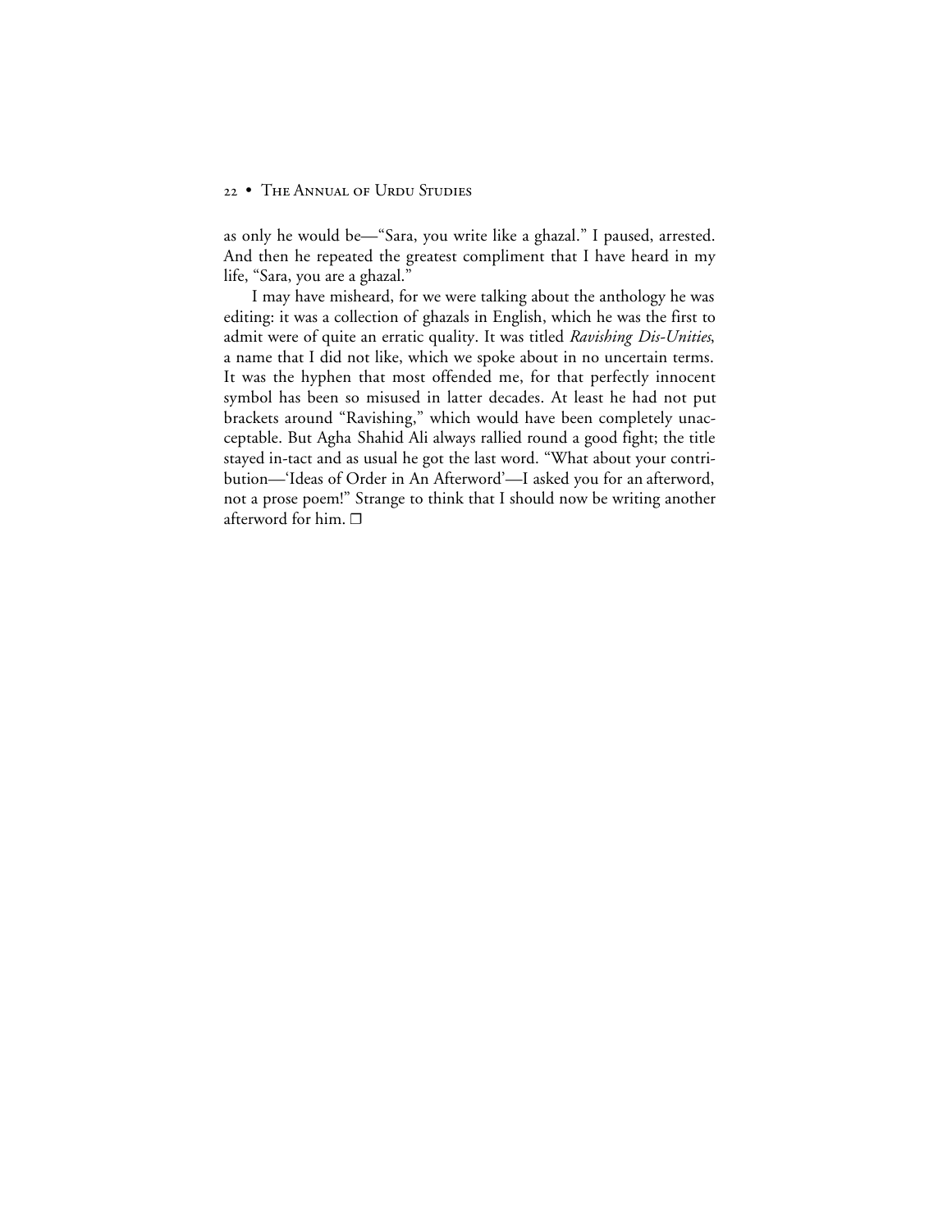as only he would be—"Sara, you write like a ghazal." I paused, arrested. And then he repeated the greatest compliment that I have heard in my life, "Sara, you are a ghazal."

I may have misheard, for we were talking about the anthology he was editing: it was a collection of ghazals in English, which he was the first to admit were of quite an erratic quality. It was titled *Ravishing Dis-Unities*, a name that I did not like, which we spoke about in no uncertain terms. It was the hyphen that most offended me, for that perfectly innocent symbol has been so misused in latter decades. At least he had not put brackets around "Ravishing," which would have been completely unacceptable. But Agha Shahid Ali always rallied round a good fight; the title stayed in-tact and as usual he got the last word. "What about your contribution—'Ideas of Order in An Afterword'—I asked you for an afterword, not a prose poem!" Strange to think that I should now be writing another afterword for him. ❒